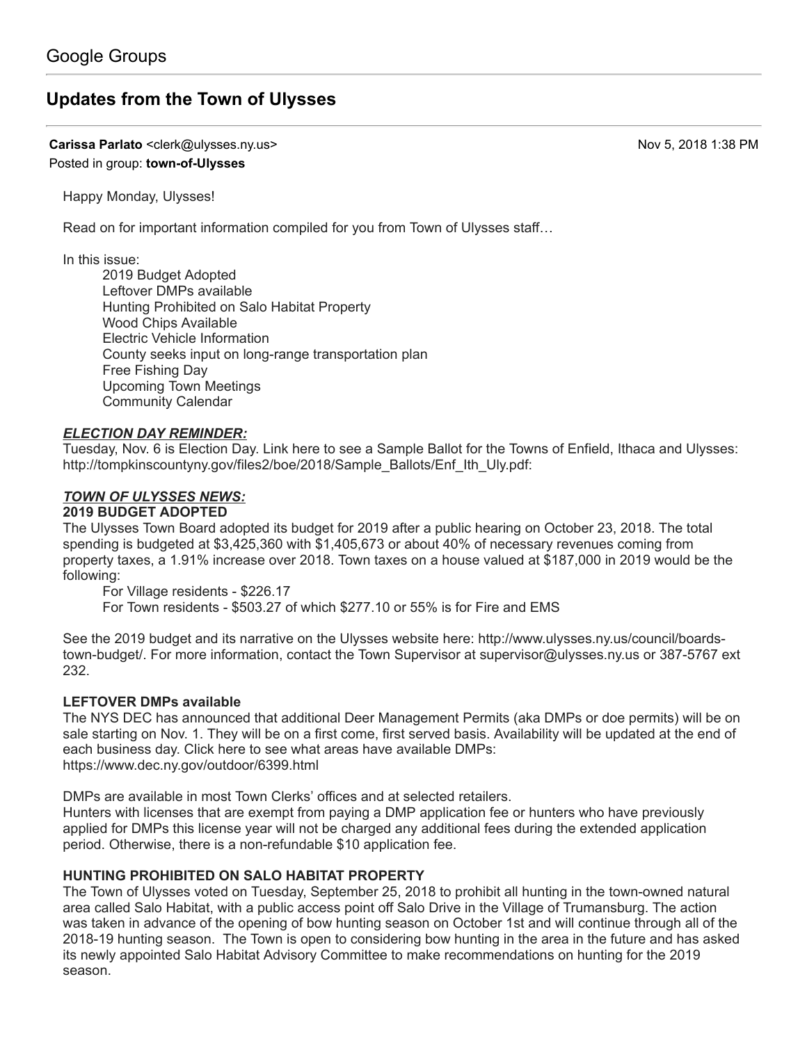Google Groups

# Updates from the Town of Ulysses

**Carissa Parlato** <clerk@ulysses.ny.us> Nov 5, 2018 1:38 PM
Posted in group: **town-of-Ulysses**

Happy Monday, Ulysses!

Read on for important information compiled for you from Town of Ulysses staff…

In this issue:

- 2019 Budget Adopted
- Leftover DMPs available
- Hunting Prohibited on Salo Habitat Property
- Wood Chips Available
- Electric Vehicle Information
- County seeks input on long-range transportation plan
- Free Fishing Day
- Upcoming Town Meetings
- Community Calendar

***ELECTION DAY REMINDER:***

Tuesday, Nov. 6 is Election Day. Link here to see a Sample Ballot for the Towns of Enfield, Ithaca and Ulysses: http://tompkinscountyny.gov/files2/boe/2018/Sample_Ballots/Enf_Ith_Uly.pdf:

***TOWN OF ULYSSES NEWS:***

**2019 BUDGET ADOPTED**

The Ulysses Town Board adopted its budget for 2019 after a public hearing on October 23, 2018. The total spending is budgeted at $3,425,360 with $1,405,673 or about 40% of necessary revenues coming from property taxes, a 1.91% increase over 2018. Town taxes on a house valued at $187,000 in 2019 would be the following:

- For Village residents - $226.17
- For Town residents - $503.27 of which $277.10 or 55% is for Fire and EMS

See the 2019 budget and its narrative on the Ulysses website here: http://www.ulysses.ny.us/council/boards-town-budget/. For more information, contact the Town Supervisor at supervisor@ulysses.ny.us or 387-5767 ext 232.

**LEFTOVER DMPs available**

The NYS DEC has announced that additional Deer Management Permits (aka DMPs or doe permits) will be on sale starting on Nov. 1. They will be on a first come, first served basis. Availability will be updated at the end of each business day. Click here to see what areas have available DMPs: https://www.dec.ny.gov/outdoor/6399.html

DMPs are available in most Town Clerks' offices and at selected retailers.
Hunters with licenses that are exempt from paying a DMP application fee or hunters who have previously applied for DMPs this license year will not be charged any additional fees during the extended application period. Otherwise, there is a non-refundable $10 application fee.

**HUNTING PROHIBITED ON SALO HABITAT PROPERTY**

The Town of Ulysses voted on Tuesday, September 25, 2018 to prohibit all hunting in the town-owned natural area called Salo Habitat, with a public access point off Salo Drive in the Village of Trumansburg. The action was taken in advance of the opening of bow hunting season on October 1st and will continue through all of the 2018-19 hunting season. The Town is open to considering bow hunting in the area in the future and has asked its newly appointed Salo Habitat Advisory Committee to make recommendations on hunting for the 2019 season.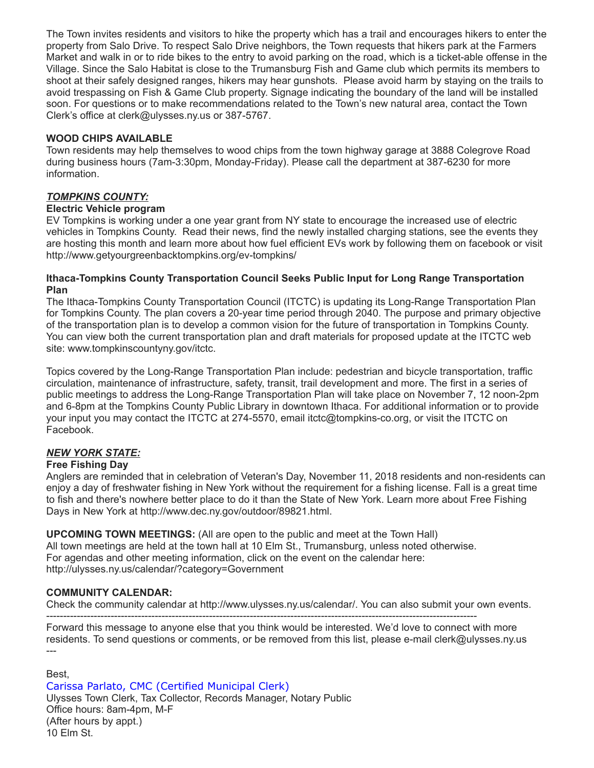The Town invites residents and visitors to hike the property which has a trail and encourages hikers to enter the property from Salo Drive. To respect Salo Drive neighbors, the Town requests that hikers park at the Farmers Market and walk in or to ride bikes to the entry to avoid parking on the road, which is a ticket-able offense in the Village. Since the Salo Habitat is close to the Trumansburg Fish and Game club which permits its members to shoot at their safely designed ranges, hikers may hear gunshots. Please avoid harm by staying on the trails to avoid trespassing on Fish & Game Club property. Signage indicating the boundary of the land will be installed soon. For questions or to make recommendations related to the Town's new natural area, contact the Town Clerk's office at clerk@ulysses.ny.us or 387-5767.

**WOOD CHIPS AVAILABLE**

Town residents may help themselves to wood chips from the town highway garage at 3888 Colegrove Road during business hours (7am-3:30pm, Monday-Friday). Please call the department at 387-6230 for more information.

***TOMPKINS COUNTY:***

**Electric Vehicle program**

EV Tompkins is working under a one year grant from NY state to encourage the increased use of electric vehicles in Tompkins County. Read their news, find the newly installed charging stations, see the events they are hosting this month and learn more about how fuel efficient EVs work by following them on facebook or visit http://www.getyourgreenbacktompkins.org/ev-tompkins/

**Ithaca-Tompkins County Transportation Council Seeks Public Input for Long Range Transportation Plan**

The Ithaca-Tompkins County Transportation Council (ITCTC) is updating its Long-Range Transportation Plan for Tompkins County. The plan covers a 20-year time period through 2040. The purpose and primary objective of the transportation plan is to develop a common vision for the future of transportation in Tompkins County. You can view both the current transportation plan and draft materials for proposed update at the ITCTC web site: www.tompkinscountyny.gov/itctc.

Topics covered by the Long-Range Transportation Plan include: pedestrian and bicycle transportation, traffic circulation, maintenance of infrastructure, safety, transit, trail development and more. The first in a series of public meetings to address the Long-Range Transportation Plan will take place on November 7, 12 noon-2pm and 6-8pm at the Tompkins County Public Library in downtown Ithaca. For additional information or to provide your input you may contact the ITCTC at 274-5570, email itctc@tompkins-co.org, or visit the ITCTC on Facebook.

***NEW YORK STATE:***

**Free Fishing Day**

Anglers are reminded that in celebration of Veteran's Day, November 11, 2018 residents and non-residents can enjoy a day of freshwater fishing in New York without the requirement for a fishing license. Fall is a great time to fish and there's nowhere better place to do it than the State of New York. Learn more about Free Fishing Days in New York at http://www.dec.ny.gov/outdoor/89821.html.

**UPCOMING TOWN MEETINGS:** (All are open to the public and meet at the Town Hall)
All town meetings are held at the town hall at 10 Elm St., Trumansburg, unless noted otherwise.
For agendas and other meeting information, click on the event on the calendar here:
http://ulysses.ny.us/calendar/?category=Government

**COMMUNITY CALENDAR:**

Check the community calendar at http://www.ulysses.ny.us/calendar/. You can also submit your own events.

---

Forward this message to anyone else that you think would be interested. We'd love to connect with more residents. To send questions or comments, or be removed from this list, please e-mail clerk@ulysses.ny.us

---

Best,

Carissa Parlato, CMC (Certified Municipal Clerk)
Ulysses Town Clerk, Tax Collector, Records Manager, Notary Public
Office hours: 8am-4pm, M-F
(After hours by appt.)
10 Elm St.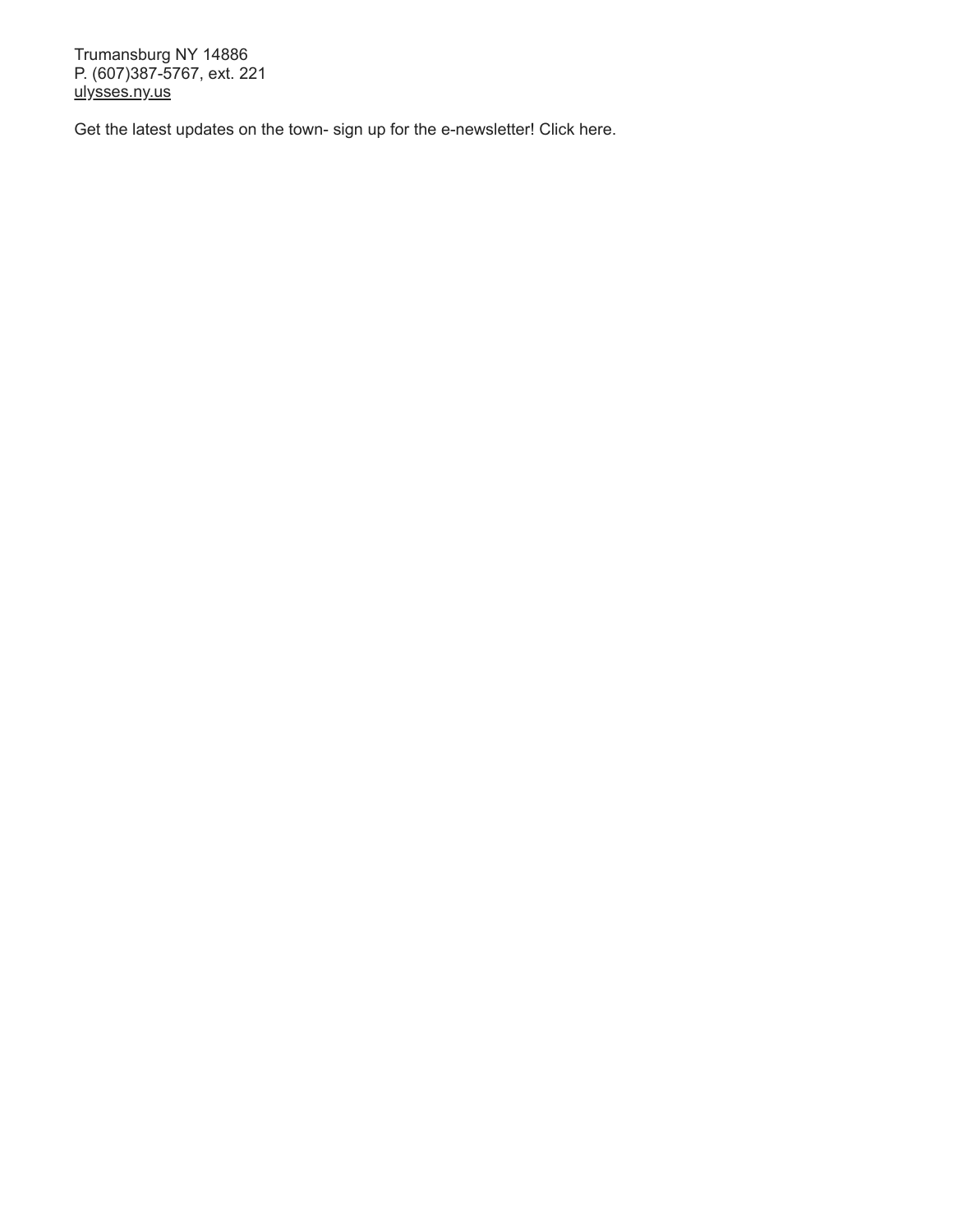Trumansburg NY 14886
P. (607)387-5767, ext. 221
ulysses.ny.us

Get the latest updates on the town- sign up for the e-newsletter! Click here.